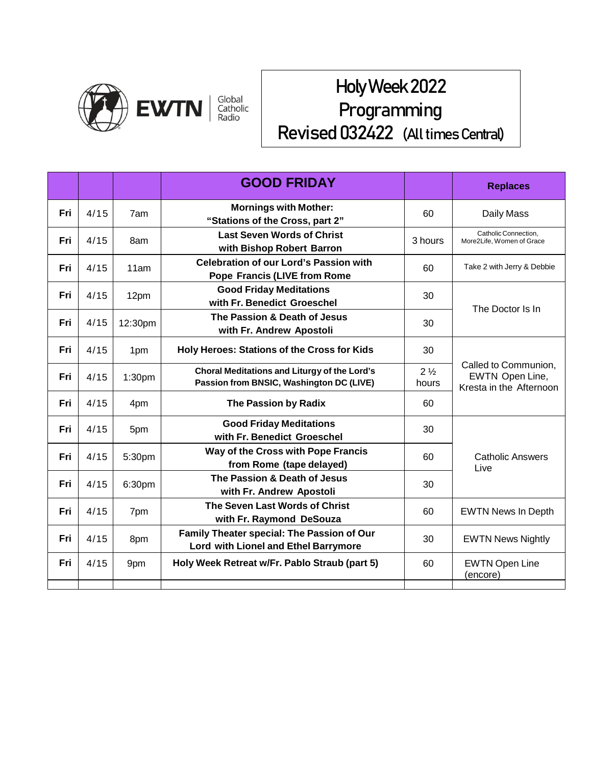EWTN Global Catholic Radio

# Holy Week 2022 Programming

## Revised 032422 (All times Central)

| | | | GOOD FRIDAY | | Replaces |
|---|---|---|---|---|---|
| **Fri** | 4/15 | 7am | **Mornings with Mother: "Stations of the Cross, part 2"** | 60 | Daily Mass |
| **Fri** | 4/15 | 8am | **Last Seven Words of Christ with Bishop Robert Barron** | 3 hours | Catholic Connection, More2Life, Women of Grace |
| **Fri** | 4/15 | 11am | **Celebration of our Lord's Passion with Pope Francis (LIVE from Rome** | 60 | Take 2 with Jerry & Debbie |
| **Fri** | 4/15 | 12pm | **Good Friday Meditations with Fr. Benedict Groeschel** | 30 | The Doctor Is In |
| **Fri** | 4/15 | 12:30pm | **The Passion & Death of Jesus with Fr. Andrew Apostoli** | 30 | |
| **Fri** | 4/15 | 1pm | **Holy Heroes: Stations of the Cross for Kids** | 30 | Called to Communion, EWTN Open Line, Kresta in the Afternoon |
| **Fri** | 4/15 | 1:30pm | **Choral Meditations and Liturgy of the Lord's Passion from BNSIC, Washington DC (LIVE)** | 2 ½ hours | |
| **Fri** | 4/15 | 4pm | **The Passion by Radix** | 60 | |
| **Fri** | 4/15 | 5pm | **Good Friday Meditations with Fr. Benedict Groeschel** | 30 | Catholic Answers Live |
| **Fri** | 4/15 | 5:30pm | **Way of the Cross with Pope Francis from Rome (tape delayed)** | 60 | |
| **Fri** | 4/15 | 6:30pm | **The Passion & Death of Jesus with Fr. Andrew Apostoli** | 30 | |
| **Fri** | 4/15 | 7pm | **The Seven Last Words of Christ with Fr. Raymond DeSouza** | 60 | EWTN News In Depth |
| **Fri** | 4/15 | 8pm | **Family Theater special: The Passion of Our Lord with Lionel and Ethel Barrymore** | 30 | EWTN News Nightly |
| **Fri** | 4/15 | 9pm | **Holy Week Retreat w/Fr. Pablo Straub (part 5)** | 60 | EWTN Open Line (encore) |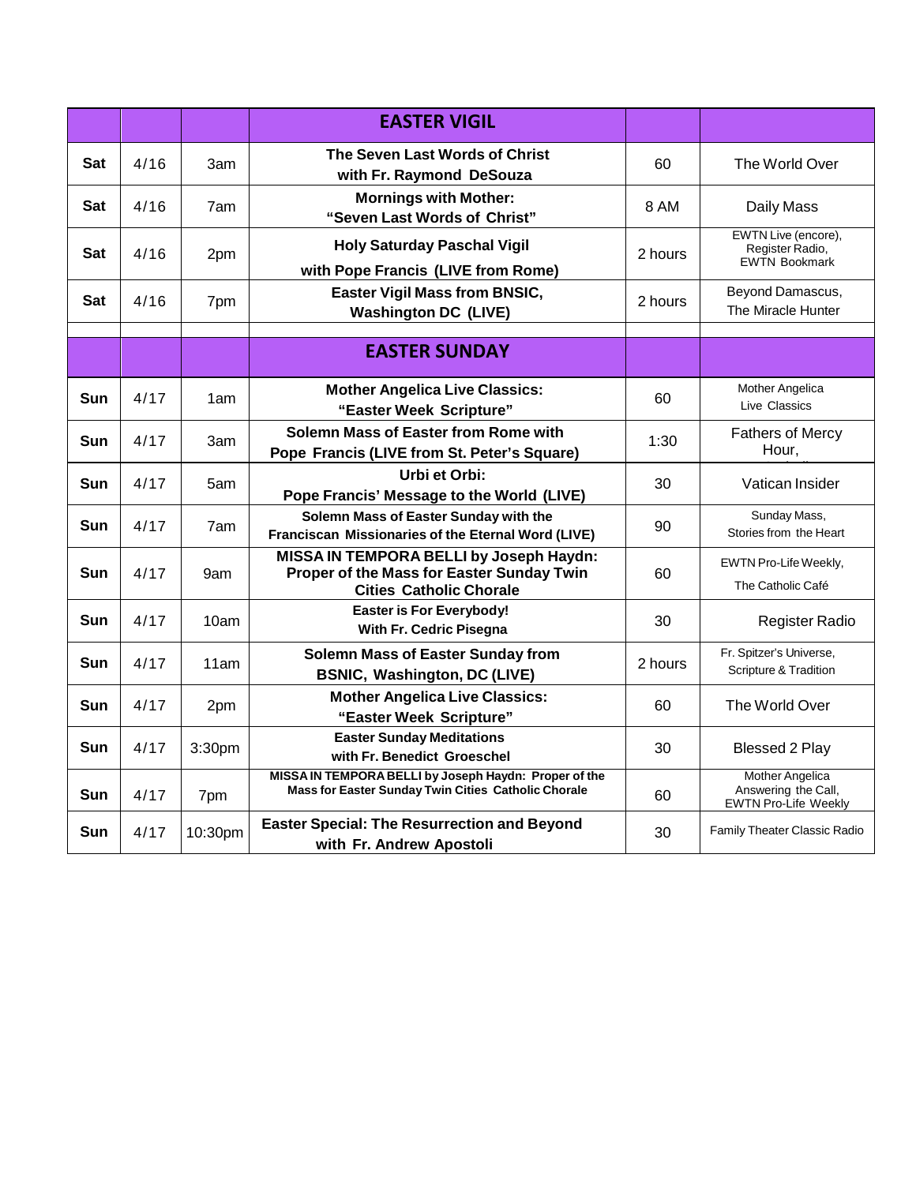| | | | | | |
|---|---|---|---|---|---|
| | | | **EASTER VIGIL** | | |
| **Sat** | 4/16 | 3am | **The Seven Last Words of Christ with Fr. Raymond DeSouza** | 60 | The World Over |
| **Sat** | 4/16 | 7am | **Mornings with Mother: "Seven Last Words of Christ"** | 8 AM | Daily Mass |
| **Sat** | 4/16 | 2pm | **Holy Saturday Paschal Vigil with Pope Francis (LIVE from Rome)** | 2 hours | EWTN Live (encore), Register Radio, EWTN Bookmark |
| **Sat** | 4/16 | 7pm | **Easter Vigil Mass from BNSIC, Washington DC (LIVE)** | 2 hours | Beyond Damascus, The Miracle Hunter |
| | | | | | |
| | | | **EASTER SUNDAY** | | |
| **Sun** | 4/17 | 1am | **Mother Angelica Live Classics: "Easter Week Scripture"** | 60 | Mother Angelica Live Classics |
| **Sun** | 4/17 | 3am | **Solemn Mass of Easter from Rome with Pope Francis (LIVE from St. Peter's Square)** | 1:30 | Fathers of Mercy Hour, |
| **Sun** | 4/17 | 5am | **Urbi et Orbi: Pope Francis' Message to the World (LIVE)** | 30 | Vatican Insider |
| **Sun** | 4/17 | 7am | **Solemn Mass of Easter Sunday with the Franciscan Missionaries of the Eternal Word (LIVE)** | 90 | Sunday Mass, Stories from the Heart |
| **Sun** | 4/17 | 9am | **MISSA IN TEMPORA BELLI by Joseph Haydn: Proper of the Mass for Easter Sunday Twin Cities Catholic Chorale** | 60 | EWTN Pro-Life Weekly, The Catholic Café |
| **Sun** | 4/17 | 10am | **Easter is For Everybody! With Fr. Cedric Pisegna** | 30 | Register Radio |
| **Sun** | 4/17 | 11am | **Solemn Mass of Easter Sunday from BSNIC, Washington, DC (LIVE)** | 2 hours | Fr. Spitzer's Universe, Scripture & Tradition |
| **Sun** | 4/17 | 2pm | **Mother Angelica Live Classics: "Easter Week Scripture"** | 60 | The World Over |
| **Sun** | 4/17 | 3:30pm | **Easter Sunday Meditations with Fr. Benedict Groeschel** | 30 | Blessed 2 Play |
| **Sun** | 4/17 | 7pm | **MISSA IN TEMPORA BELLI by Joseph Haydn: Proper of the Mass for Easter Sunday Twin Cities Catholic Chorale** | 60 | Mother Angelica Answering the Call, EWTN Pro-Life Weekly |
| **Sun** | 4/17 | 10:30pm | **Easter Special: The Resurrection and Beyond with Fr. Andrew Apostoli** | 30 | Family Theater Classic Radio |